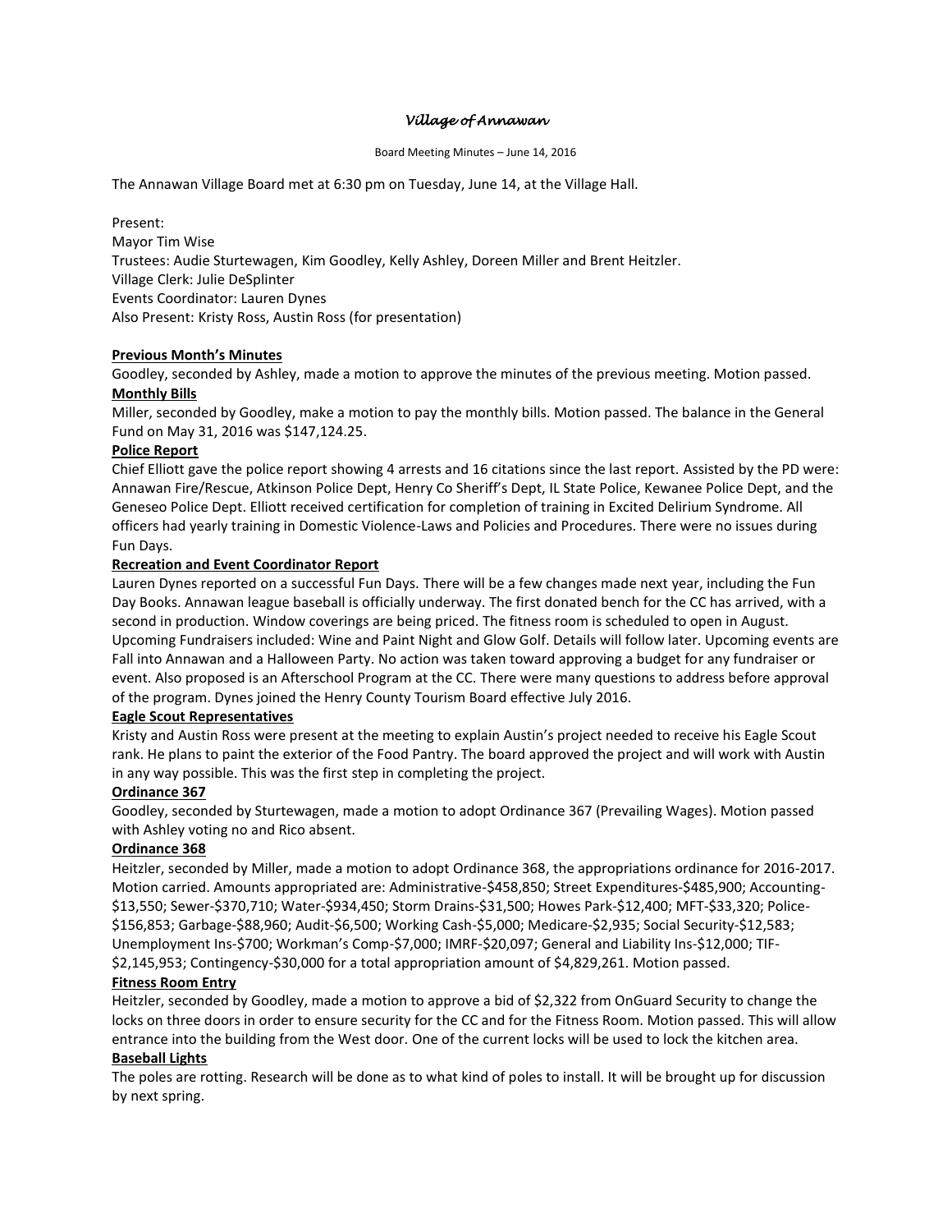# *Village of Annawan*

Board Meeting Minutes – June 14, 2016

The Annawan Village Board met at 6:30 pm on Tuesday, June 14, at the Village Hall.

Present:
Mayor Tim Wise
Trustees: Audie Sturtewagen, Kim Goodley, Kelly Ashley, Doreen Miller and Brent Heitzler.
Village Clerk: Julie DeSplinter
Events Coordinator: Lauren Dynes
Also Present: Kristy Ross, Austin Ross (for presentation)

**Previous Month's Minutes**

Goodley, seconded by Ashley, made a motion to approve the minutes of the previous meeting. Motion passed.

**Monthly Bills**

Miller, seconded by Goodley, make a motion to pay the monthly bills. Motion passed. The balance in the General Fund on May 31, 2016 was $147,124.25.

**Police Report**

Chief Elliott gave the police report showing 4 arrests and 16 citations since the last report. Assisted by the PD were: Annawan Fire/Rescue, Atkinson Police Dept, Henry Co Sheriff's Dept, IL State Police, Kewanee Police Dept, and the Geneseo Police Dept. Elliott received certification for completion of training in Excited Delirium Syndrome. All officers had yearly training in Domestic Violence-Laws and Policies and Procedures. There were no issues during Fun Days.

**Recreation and Event Coordinator Report**

Lauren Dynes reported on a successful Fun Days. There will be a few changes made next year, including the Fun Day Books. Annawan league baseball is officially underway. The first donated bench for the CC has arrived, with a second in production. Window coverings are being priced. The fitness room is scheduled to open in August. Upcoming Fundraisers included: Wine and Paint Night and Glow Golf. Details will follow later. Upcoming events are Fall into Annawan and a Halloween Party. No action was taken toward approving a budget for any fundraiser or event. Also proposed is an Afterschool Program at the CC. There were many questions to address before approval of the program. Dynes joined the Henry County Tourism Board effective July 2016.

**Eagle Scout Representatives**

Kristy and Austin Ross were present at the meeting to explain Austin's project needed to receive his Eagle Scout rank. He plans to paint the exterior of the Food Pantry. The board approved the project and will work with Austin in any way possible. This was the first step in completing the project.

**Ordinance 367**

Goodley, seconded by Sturtewagen, made a motion to adopt Ordinance 367 (Prevailing Wages). Motion passed with Ashley voting no and Rico absent.

**Ordinance 368**

Heitzler, seconded by Miller, made a motion to adopt Ordinance 368, the appropriations ordinance for 2016-2017. Motion carried. Amounts appropriated are: Administrative-$458,850; Street Expenditures-$485,900; Accounting-$13,550; Sewer-$370,710; Water-$934,450; Storm Drains-$31,500; Howes Park-$12,400; MFT-$33,320; Police-$156,853; Garbage-$88,960; Audit-$6,500; Working Cash-$5,000; Medicare-$2,935; Social Security-$12,583; Unemployment Ins-$700; Workman's Comp-$7,000; IMRF-$20,097; General and Liability Ins-$12,000; TIF-$2,145,953; Contingency-$30,000 for a total appropriation amount of $4,829,261. Motion passed.

**Fitness Room Entry**

Heitzler, seconded by Goodley, made a motion to approve a bid of $2,322 from OnGuard Security to change the locks on three doors in order to ensure security for the CC and for the Fitness Room. Motion passed. This will allow entrance into the building from the West door. One of the current locks will be used to lock the kitchen area.

**Baseball Lights**

The poles are rotting. Research will be done as to what kind of poles to install. It will be brought up for discussion by next spring.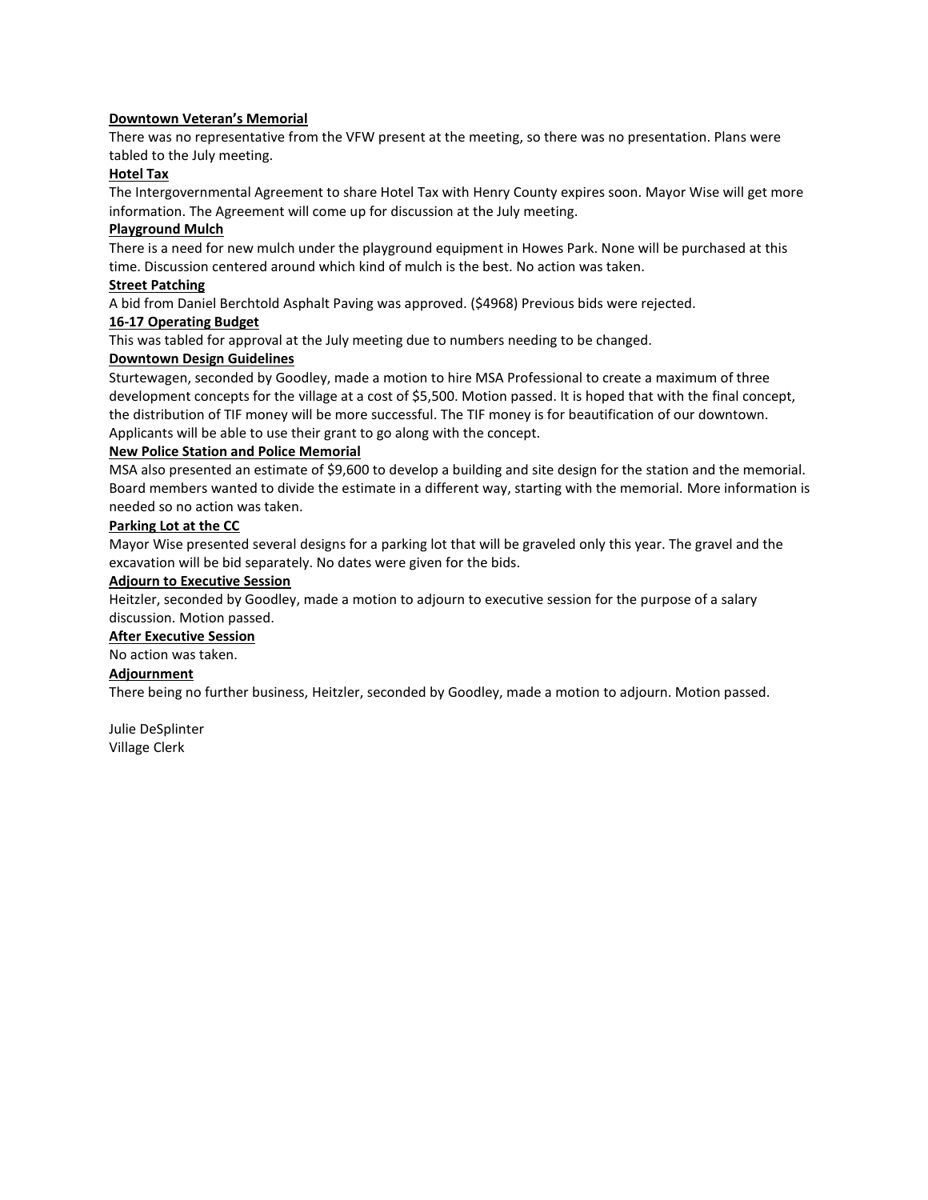**Downtown Veteran's Memorial**

There was no representative from the VFW present at the meeting, so there was no presentation. Plans were tabled to the July meeting.

**Hotel Tax**

The Intergovernmental Agreement to share Hotel Tax with Henry County expires soon. Mayor Wise will get more information. The Agreement will come up for discussion at the July meeting.

**Playground Mulch**

There is a need for new mulch under the playground equipment in Howes Park. None will be purchased at this time. Discussion centered around which kind of mulch is the best. No action was taken.

**Street Patching**

A bid from Daniel Berchtold Asphalt Paving was approved. ($4968) Previous bids were rejected.

**16-17 Operating Budget**

This was tabled for approval at the July meeting due to numbers needing to be changed.

**Downtown Design Guidelines**

Sturtewagen, seconded by Goodley, made a motion to hire MSA Professional to create a maximum of three development concepts for the village at a cost of $5,500. Motion passed. It is hoped that with the final concept, the distribution of TIF money will be more successful. The TIF money is for beautification of our downtown. Applicants will be able to use their grant to go along with the concept.

**New Police Station and Police Memorial**

MSA also presented an estimate of $9,600 to develop a building and site design for the station and the memorial. Board members wanted to divide the estimate in a different way, starting with the memorial. More information is needed so no action was taken.

**Parking Lot at the CC**

Mayor Wise presented several designs for a parking lot that will be graveled only this year. The gravel and the excavation will be bid separately. No dates were given for the bids.

**Adjourn to Executive Session**

Heitzler, seconded by Goodley, made a motion to adjourn to executive session for the purpose of a salary discussion. Motion passed.

**After Executive Session**

No action was taken.

**Adjournment**

There being no further business, Heitzler, seconded by Goodley, made a motion to adjourn. Motion passed.

Julie DeSplinter
Village Clerk